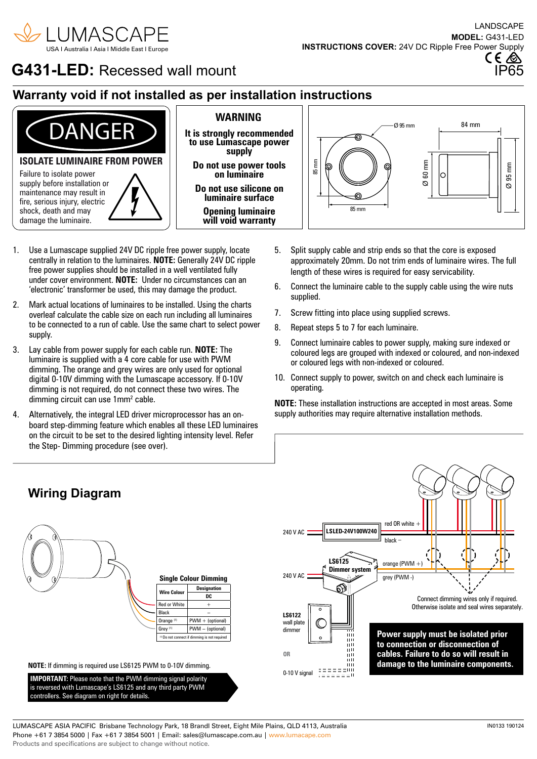LUMASCAPE
USA I Australia I Asia I Middle East I Europe

LANDSCAPE
**MODEL:** G431-LED
**INSTRUCTIONS COVER:** 24V DC Ripple Free Power Supply
IP65

# G431-LED: Recessed wall mount

## Warranty void if not installed as per installation instructions

**DANGER**

**ISOLATE LUMINAIRE FROM POWER**

Failure to isolate power supply before installation or maintenance may result in fire, serious injury, electric shock, death and may damage the luminaire.

**WARNING**

**It is strongly recommended to use Lumascape power supply**

**Do not use power tools on luminaire**

**Do not use silicone on luminaire surface**

**Opening luminaire will void warranty**

Ø 95 mm, 85 mm, 85 mm, 84 mm, Ø 60 mm, Ø 95 mm

1. Use a Lumascape supplied 24V DC ripple free power supply, locate centrally in relation to the luminaires. **NOTE:** Generally 24V DC ripple free power supplies should be installed in a well ventilated fully under cover environment. **NOTE:** Under no circumstances can an 'electronic' transformer be used, this may damage the product.
2. Mark actual locations of luminaires to be installed. Using the charts overleaf calculate the cable size on each run including all luminaires to be connected to a run of cable. Use the same chart to select power supply.
3. Lay cable from power supply for each cable run. **NOTE:** The luminaire is supplied with a 4 core cable for use with PWM dimming. The orange and grey wires are only used for optional digital 0-10V dimming with the Lumascape accessory. If 0-10V dimming is not required, do not connect these two wires. The dimming circuit can use 1mm$^2$ cable.
4. Alternatively, the integral LED driver microprocessor has an on-board step-dimming feature which enables all these LED luminaires on the circuit to be set to the desired lighting intensity level. Refer the Step- Dimming procedure (see over).
5. Split supply cable and strip ends so that the core is exposed approximately 20mm. Do not trim ends of luminaire wires. The full length of these wires is required for easy servicability.
6. Connect the luminaire cable to the supply cable using the wire nuts supplied.
7. Screw fitting into place using supplied screws.
8. Repeat steps 5 to 7 for each luminaire.
9. Connect luminaire cables to power supply, making sure indexed or coloured legs are grouped with indexed or coloured, and non-indexed or coloured legs with non-indexed or coloured.
10. Connect supply to power, switch on and check each luminaire is operating.

**NOTE:** These installation instructions are accepted in most areas. Some supply authorities may require alternative installation methods.

## Wiring Diagram

**Single Colour Dimming**

| Wire Colour | Designation DC |
|---|---|
| Red or White | + |
| Black | – |
| Orange [(1)] | PWM + (optional) |
| Grey [(1)] | PWM – (optional) |

[(1)] Do not connect if dimming is not required

**NOTE:** If dimming is required use LS6125 PWM to 0-10V dimming.

**IMPORTANT:** Please note that the PWM dimming signal polarity is reversed with Lumascape's LS6125 and any third party PWM controllers. See diagram on right for details.

240 V AC — LSLED-24V100W240 — red OR white +, black –

240 V AC — LS6125 Dimmer system — orange (PWM +), grey (PWM -)

LS6122 wall plate dimmer

OR

0-10 V signal

Connect dimming wires only if required. Otherwise isolate and seal wires separately.

**Power supply must be isolated prior to connection or disconnection of cables. Failure to do so will result in damage to the luminaire components.**

LUMASCAPE ASIA PACIFIC Brisbane Technology Park, 18 Brandl Street, Eight Mile Plains, QLD 4113, Australia
Phone +61 7 3854 5000 | Fax +61 7 3854 5001 | Email: sales@lumascape.com.au | www.lumacape.com
Products and specifications are subject to change without notice.

IN0133 190124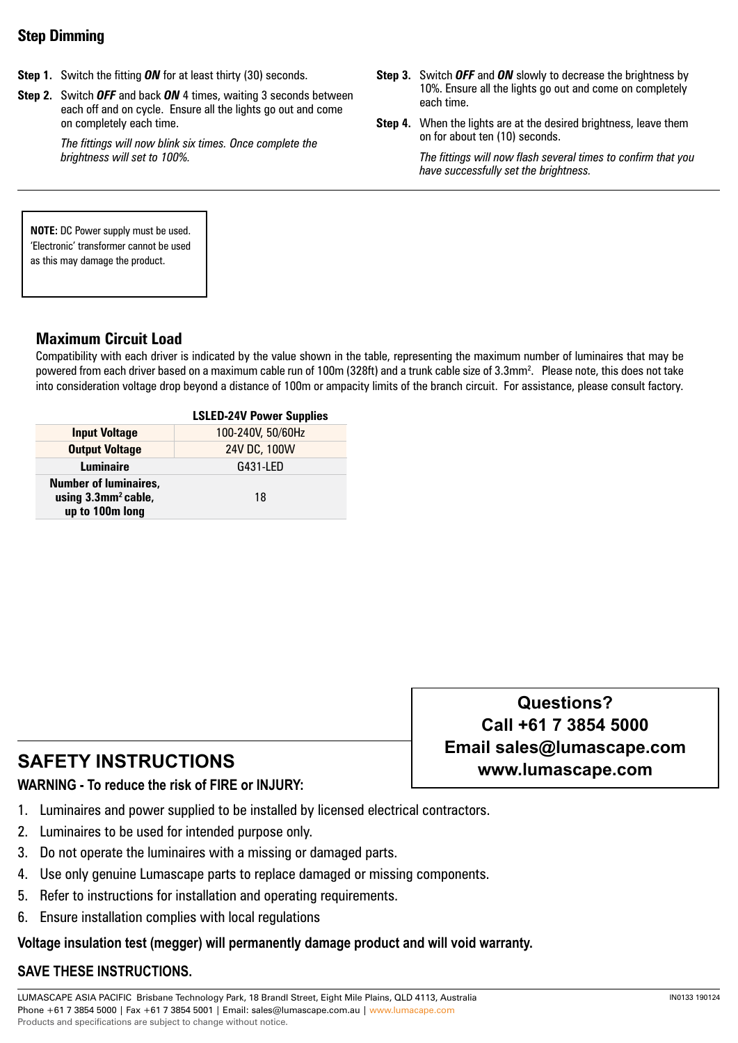## Step Dimming

**Step 1.** Switch the fitting ***ON*** for at least thirty (30) seconds.

**Step 2.** Switch ***OFF*** and back ***ON*** 4 times, waiting 3 seconds between each off and on cycle. Ensure all the lights go out and come on completely each time.

*The fittings will now blink six times. Once complete the brightness will set to 100%.*

**Step 3.** Switch ***OFF*** and ***ON*** slowly to decrease the brightness by 10%. Ensure all the lights go out and come on completely each time.

**Step 4.** When the lights are at the desired brightness, leave them on for about ten (10) seconds.

*The fittings will now flash several times to confirm that you have successfully set the brightness.*

**NOTE:** DC Power supply must be used. 'Electronic' transformer cannot be used as this may damage the product.

### Maximum Circuit Load

Compatibility with each driver is indicated by the value shown in the table, representing the maximum number of luminaires that may be powered from each driver based on a maximum cable run of 100m (328ft) and a trunk cable size of 3.3mm². Please note, this does not take into consideration voltage drop beyond a distance of 100m or ampacity limits of the branch circuit. For assistance, please consult factory.

| | **LSLED-24V Power Supplies** |
|---|---|
| **Input Voltage** | 100-240V, 50/60Hz |
| **Output Voltage** | 24V DC, 100W |
| **Luminaire** | G431-LED |
| **Number of luminaires, using 3.3mm² cable, up to 100m long** | 18 |

**Questions?**
**Call +61 7 3854 5000**
**Email sales@lumascape.com**
**www.lumascape.com**

## SAFETY INSTRUCTIONS

**WARNING - To reduce the risk of FIRE or INJURY:**

1. Luminaires and power supplied to be installed by licensed electrical contractors.
2. Luminaires to be used for intended purpose only.
3. Do not operate the luminaires with a missing or damaged parts.
4. Use only genuine Lumascape parts to replace damaged or missing components.
5. Refer to instructions for installation and operating requirements.
6. Ensure installation complies with local regulations

**Voltage insulation test (megger) will permanently damage product and will void warranty.**

**SAVE THESE INSTRUCTIONS.**

LUMASCAPE ASIA PACIFIC Brisbane Technology Park, 18 Brandl Street, Eight Mile Plains, QLD 4113, Australia
Phone +61 7 3854 5000 | Fax +61 7 3854 5001 | Email: sales@lumascape.com.au | www.lumacape.com
Products and specifications are subject to change without notice.

IN0133 190124